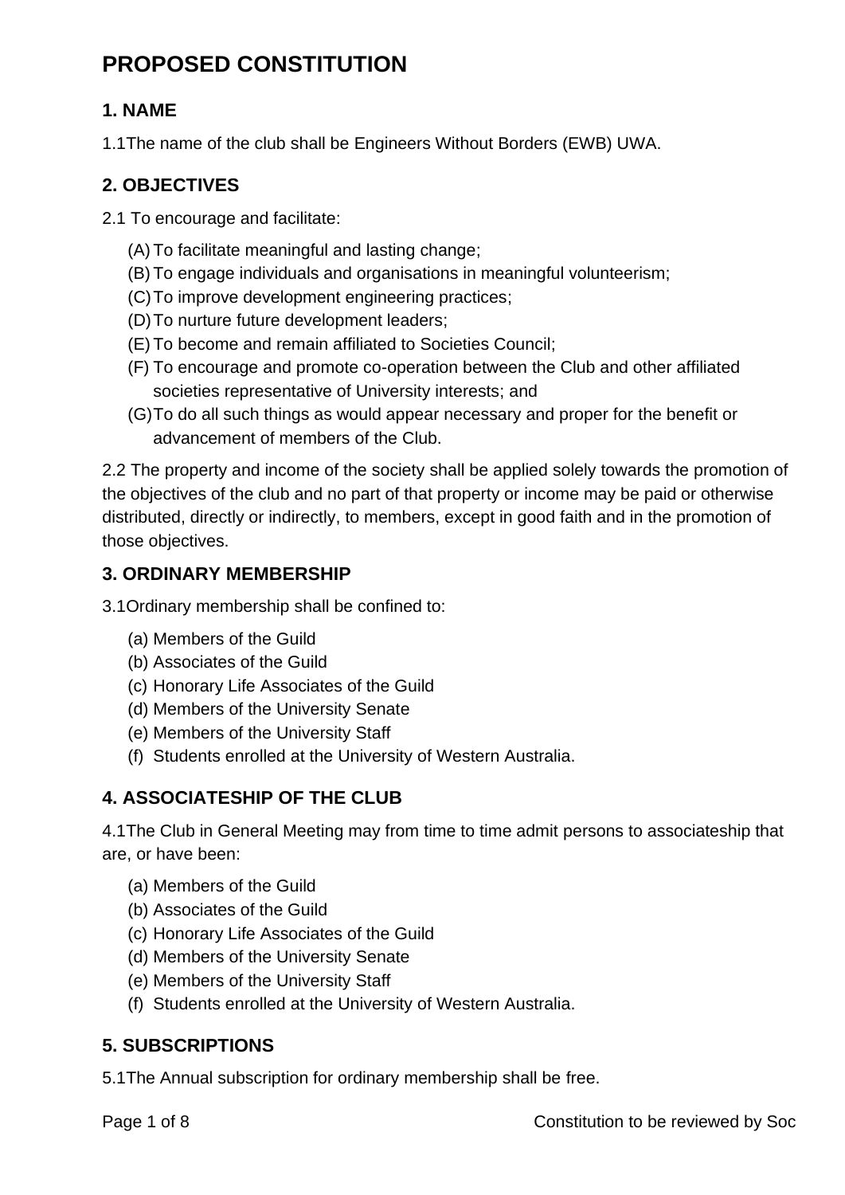# PROPOSED CONSTITUTION

## 1. NAME

1.1The name of the club shall be Engineers Without Borders (EWB) UWA.

## 2. OBJECTIVES

2.1 To encourage and facilitate:

(A) To facilitate meaningful and lasting change;
(B) To engage individuals and organisations in meaningful volunteerism;
(C) To improve development engineering practices;
(D) To nurture future development leaders;
(E) To become and remain affiliated to Societies Council;
(F) To encourage and promote co-operation between the Club and other affiliated societies representative of University interests; and
(G) To do all such things as would appear necessary and proper for the benefit or advancement of members of the Club.

2.2 The property and income of the society shall be applied solely towards the promotion of the objectives of the club and no part of that property or income may be paid or otherwise distributed, directly or indirectly, to members, except in good faith and in the promotion of those objectives.

## 3. ORDINARY MEMBERSHIP

3.1Ordinary membership shall be confined to:

(a) Members of the Guild
(b) Associates of the Guild
(c) Honorary Life Associates of the Guild
(d) Members of the University Senate
(e) Members of the University Staff
(f) Students enrolled at the University of Western Australia.

## 4. ASSOCIATESHIP OF THE CLUB

4.1The Club in General Meeting may from time to time admit persons to associateship that are, or have been:

(a) Members of the Guild
(b) Associates of the Guild
(c) Honorary Life Associates of the Guild
(d) Members of the University Senate
(e) Members of the University Staff
(f) Students enrolled at the University of Western Australia.

## 5. SUBSCRIPTIONS

5.1The Annual subscription for ordinary membership shall be free.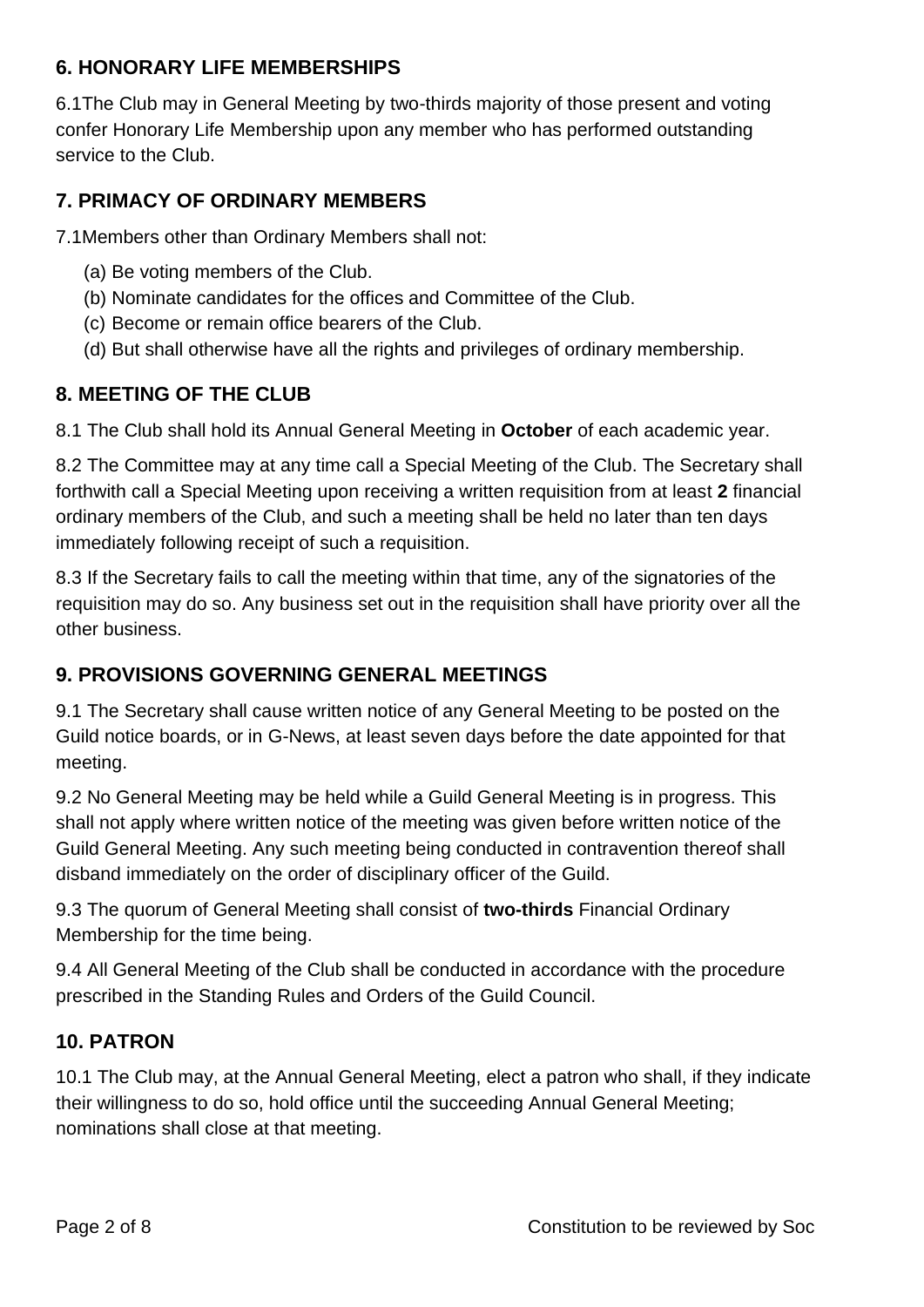## 6. HONORARY LIFE MEMBERSHIPS

6.1The Club may in General Meeting by two-thirds majority of those present and voting confer Honorary Life Membership upon any member who has performed outstanding service to the Club.

## 7. PRIMACY OF ORDINARY MEMBERS

7.1Members other than Ordinary Members shall not:

(a) Be voting members of the Club.
(b) Nominate candidates for the offices and Committee of the Club.
(c) Become or remain office bearers of the Club.
(d) But shall otherwise have all the rights and privileges of ordinary membership.

## 8. MEETING OF THE CLUB

8.1 The Club shall hold its Annual General Meeting in **October** of each academic year.

8.2 The Committee may at any time call a Special Meeting of the Club. The Secretary shall forthwith call a Special Meeting upon receiving a written requisition from at least **2** financial ordinary members of the Club, and such a meeting shall be held no later than ten days immediately following receipt of such a requisition.

8.3 If the Secretary fails to call the meeting within that time, any of the signatories of the requisition may do so. Any business set out in the requisition shall have priority over all the other business.

## 9. PROVISIONS GOVERNING GENERAL MEETINGS

9.1 The Secretary shall cause written notice of any General Meeting to be posted on the Guild notice boards, or in G-News, at least seven days before the date appointed for that meeting.

9.2 No General Meeting may be held while a Guild General Meeting is in progress. This shall not apply where written notice of the meeting was given before written notice of the Guild General Meeting. Any such meeting being conducted in contravention thereof shall disband immediately on the order of disciplinary officer of the Guild.

9.3 The quorum of General Meeting shall consist of **two-thirds** Financial Ordinary Membership for the time being.

9.4 All General Meeting of the Club shall be conducted in accordance with the procedure prescribed in the Standing Rules and Orders of the Guild Council.

## 10. PATRON

10.1 The Club may, at the Annual General Meeting, elect a patron who shall, if they indicate their willingness to do so, hold office until the succeeding Annual General Meeting; nominations shall close at that meeting.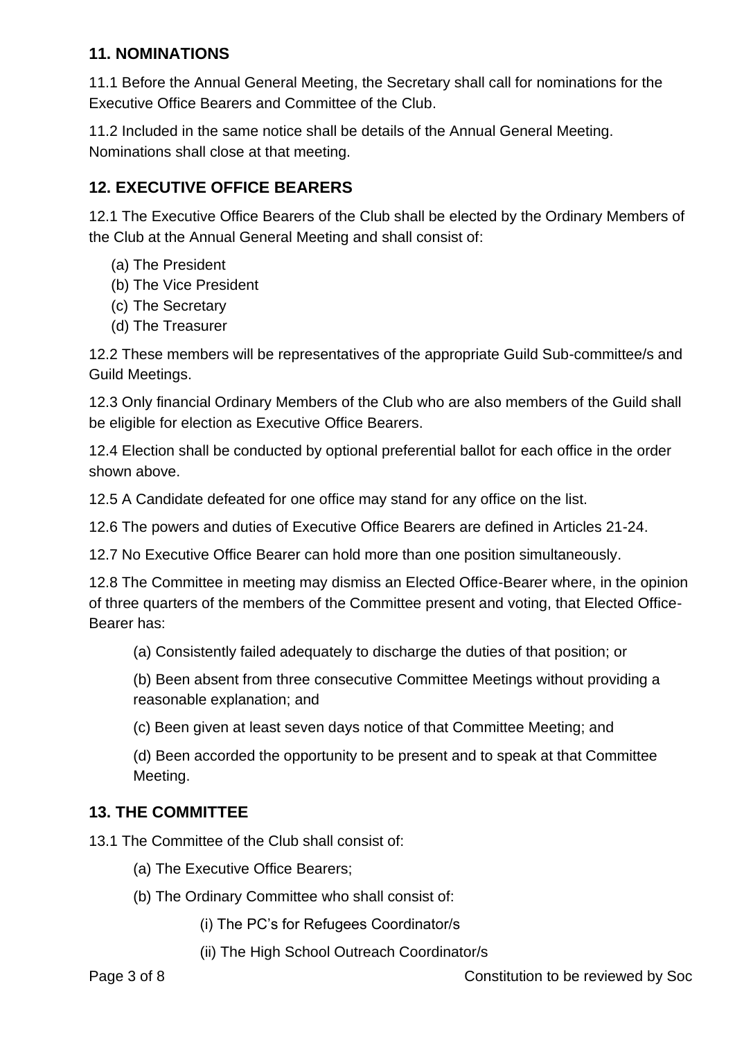## 11. NOMINATIONS

11.1 Before the Annual General Meeting, the Secretary shall call for nominations for the Executive Office Bearers and Committee of the Club.

11.2 Included in the same notice shall be details of the Annual General Meeting. Nominations shall close at that meeting.

## 12. EXECUTIVE OFFICE BEARERS

12.1 The Executive Office Bearers of the Club shall be elected by the Ordinary Members of the Club at the Annual General Meeting and shall consist of:

(a) The President
(b) The Vice President
(c) The Secretary
(d) The Treasurer

12.2 These members will be representatives of the appropriate Guild Sub-committee/s and Guild Meetings.

12.3 Only financial Ordinary Members of the Club who are also members of the Guild shall be eligible for election as Executive Office Bearers.

12.4 Election shall be conducted by optional preferential ballot for each office in the order shown above.

12.5 A Candidate defeated for one office may stand for any office on the list.

12.6 The powers and duties of Executive Office Bearers are defined in Articles 21-24.

12.7 No Executive Office Bearer can hold more than one position simultaneously.

12.8 The Committee in meeting may dismiss an Elected Office-Bearer where, in the opinion of three quarters of the members of the Committee present and voting, that Elected Office-Bearer has:

(a) Consistently failed adequately to discharge the duties of that position; or

(b) Been absent from three consecutive Committee Meetings without providing a reasonable explanation; and

(c) Been given at least seven days notice of that Committee Meeting; and

(d) Been accorded the opportunity to be present and to speak at that Committee Meeting.

## 13. THE COMMITTEE

13.1 The Committee of the Club shall consist of:

(a) The Executive Office Bearers;

(b) The Ordinary Committee who shall consist of:

(i) The PC's for Refugees Coordinator/s

(ii) The High School Outreach Coordinator/s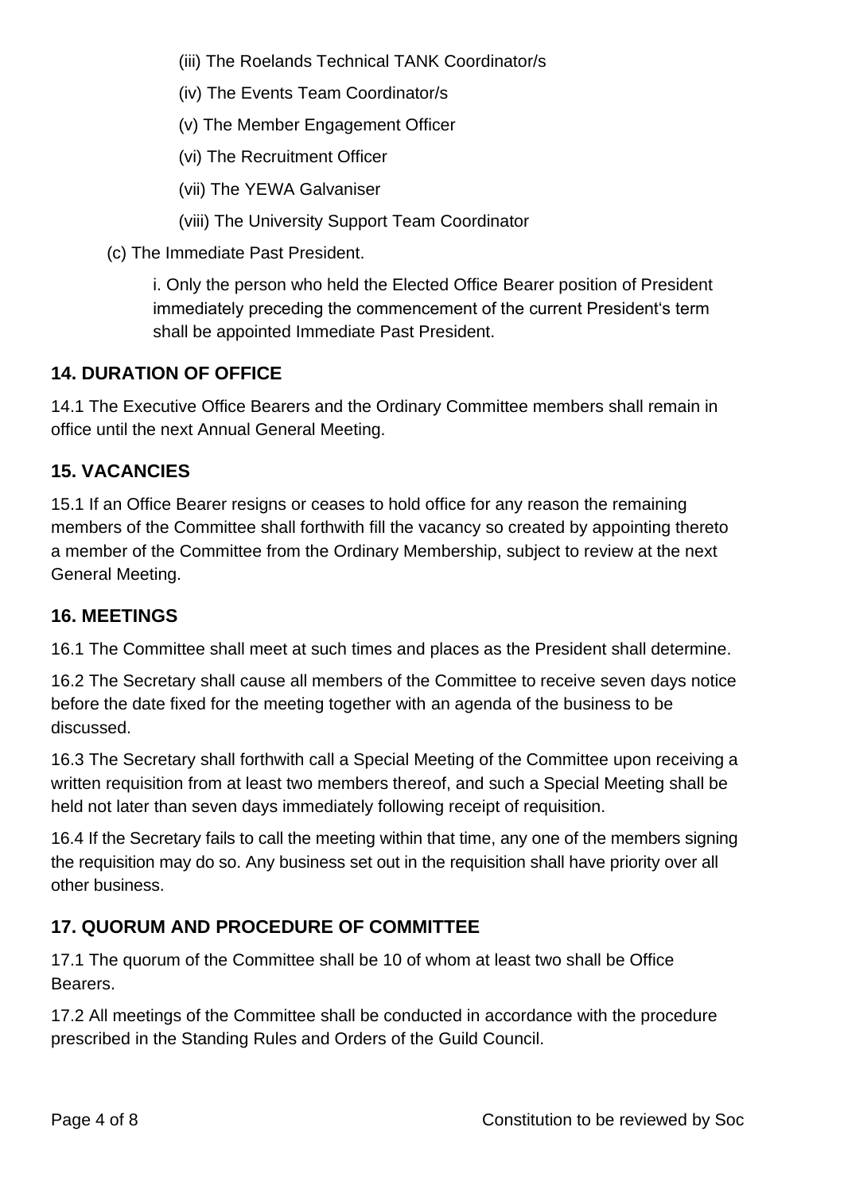(iii) The Roelands Technical TANK Coordinator/s

(iv) The Events Team Coordinator/s

(v) The Member Engagement Officer

(vi) The Recruitment Officer

(vii) The YEWA Galvaniser

(viii) The University Support Team Coordinator

(c) The Immediate Past President.

i. Only the person who held the Elected Office Bearer position of President immediately preceding the commencement of the current President's term shall be appointed Immediate Past President.

## 14. DURATION OF OFFICE

14.1 The Executive Office Bearers and the Ordinary Committee members shall remain in office until the next Annual General Meeting.

## 15. VACANCIES

15.1 If an Office Bearer resigns or ceases to hold office for any reason the remaining members of the Committee shall forthwith fill the vacancy so created by appointing thereto a member of the Committee from the Ordinary Membership, subject to review at the next General Meeting.

## 16. MEETINGS

16.1 The Committee shall meet at such times and places as the President shall determine.

16.2 The Secretary shall cause all members of the Committee to receive seven days notice before the date fixed for the meeting together with an agenda of the business to be discussed.

16.3 The Secretary shall forthwith call a Special Meeting of the Committee upon receiving a written requisition from at least two members thereof, and such a Special Meeting shall be held not later than seven days immediately following receipt of requisition.

16.4 If the Secretary fails to call the meeting within that time, any one of the members signing the requisition may do so. Any business set out in the requisition shall have priority over all other business.

## 17. QUORUM AND PROCEDURE OF COMMITTEE

17.1 The quorum of the Committee shall be 10 of whom at least two shall be Office Bearers.

17.2 All meetings of the Committee shall be conducted in accordance with the procedure prescribed in the Standing Rules and Orders of the Guild Council.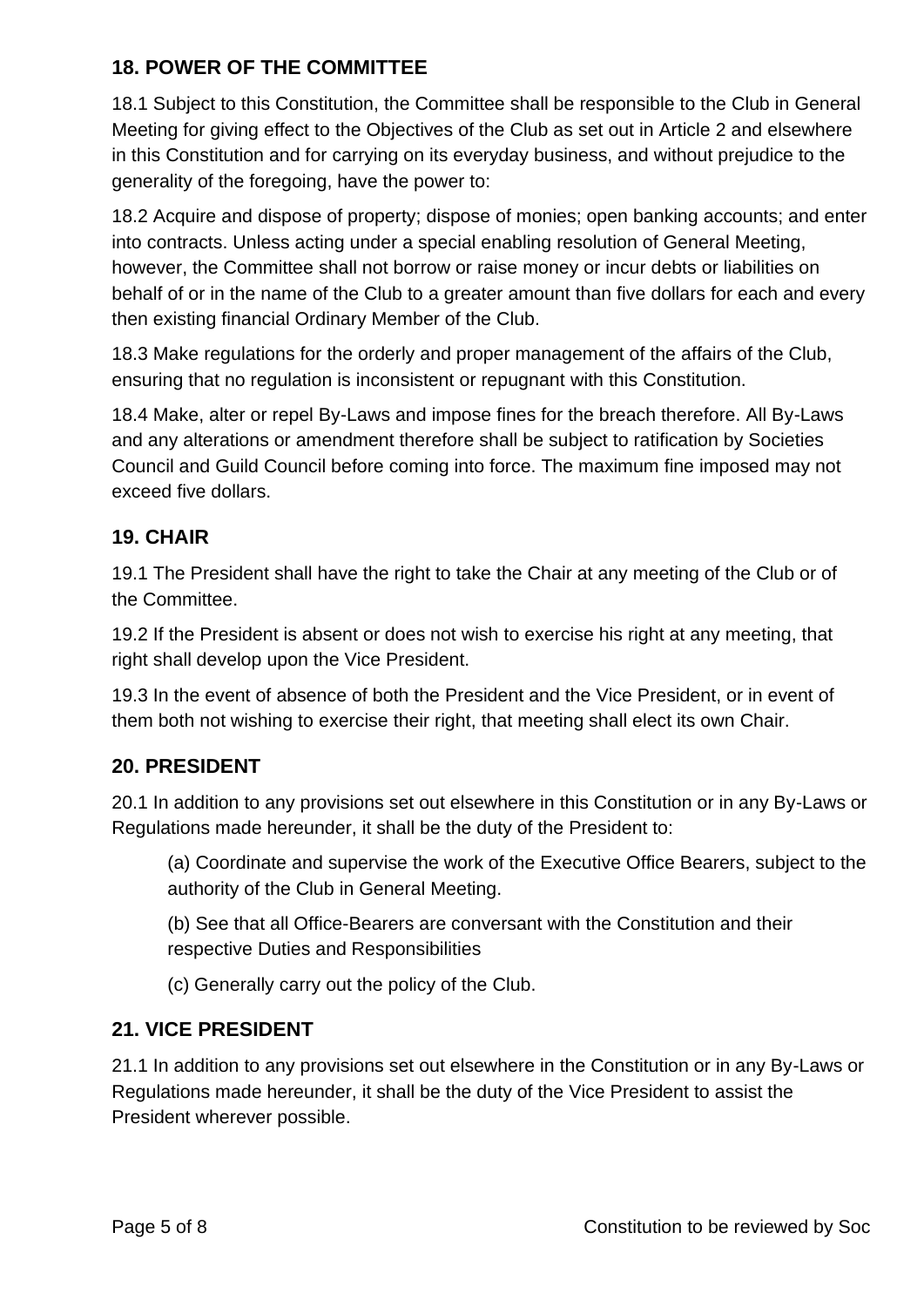## 18. POWER OF THE COMMITTEE

18.1 Subject to this Constitution, the Committee shall be responsible to the Club in General Meeting for giving effect to the Objectives of the Club as set out in Article 2 and elsewhere in this Constitution and for carrying on its everyday business, and without prejudice to the generality of the foregoing, have the power to:

18.2 Acquire and dispose of property; dispose of monies; open banking accounts; and enter into contracts. Unless acting under a special enabling resolution of General Meeting, however, the Committee shall not borrow or raise money or incur debts or liabilities on behalf of or in the name of the Club to a greater amount than five dollars for each and every then existing financial Ordinary Member of the Club.

18.3 Make regulations for the orderly and proper management of the affairs of the Club, ensuring that no regulation is inconsistent or repugnant with this Constitution.

18.4 Make, alter or repel By-Laws and impose fines for the breach therefore. All By-Laws and any alterations or amendment therefore shall be subject to ratification by Societies Council and Guild Council before coming into force. The maximum fine imposed may not exceed five dollars.

## 19. CHAIR

19.1 The President shall have the right to take the Chair at any meeting of the Club or of the Committee.

19.2 If the President is absent or does not wish to exercise his right at any meeting, that right shall develop upon the Vice President.

19.3 In the event of absence of both the President and the Vice President, or in event of them both not wishing to exercise their right, that meeting shall elect its own Chair.

## 20. PRESIDENT

20.1 In addition to any provisions set out elsewhere in this Constitution or in any By-Laws or Regulations made hereunder, it shall be the duty of the President to:

(a) Coordinate and supervise the work of the Executive Office Bearers, subject to the authority of the Club in General Meeting.

(b) See that all Office-Bearers are conversant with the Constitution and their respective Duties and Responsibilities

(c) Generally carry out the policy of the Club.

## 21. VICE PRESIDENT

21.1 In addition to any provisions set out elsewhere in the Constitution or in any By-Laws or Regulations made hereunder, it shall be the duty of the Vice President to assist the President wherever possible.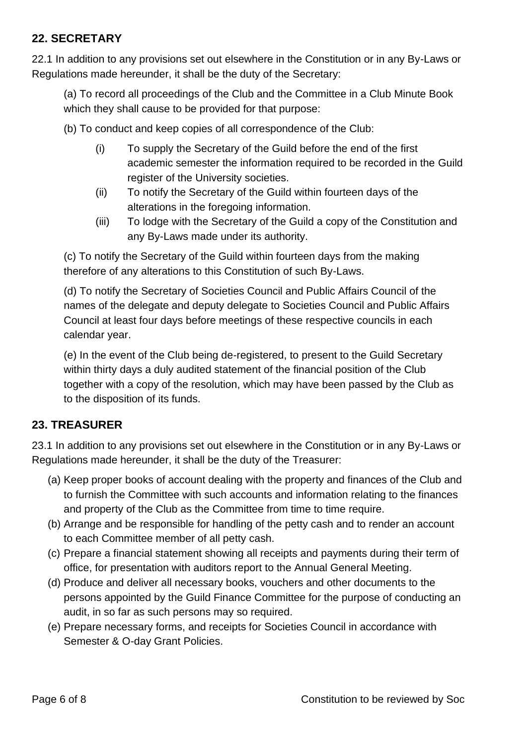## 22. SECRETARY

22.1 In addition to any provisions set out elsewhere in the Constitution or in any By-Laws or Regulations made hereunder, it shall be the duty of the Secretary:

(a) To record all proceedings of the Club and the Committee in a Club Minute Book which they shall cause to be provided for that purpose:

(b) To conduct and keep copies of all correspondence of the Club:

- (i) To supply the Secretary of the Guild before the end of the first academic semester the information required to be recorded in the Guild register of the University societies.
- (ii) To notify the Secretary of the Guild within fourteen days of the alterations in the foregoing information.
- (iii) To lodge with the Secretary of the Guild a copy of the Constitution and any By-Laws made under its authority.

(c) To notify the Secretary of the Guild within fourteen days from the making therefore of any alterations to this Constitution of such By-Laws.

(d) To notify the Secretary of Societies Council and Public Affairs Council of the names of the delegate and deputy delegate to Societies Council and Public Affairs Council at least four days before meetings of these respective councils in each calendar year.

(e) In the event of the Club being de-registered, to present to the Guild Secretary within thirty days a duly audited statement of the financial position of the Club together with a copy of the resolution, which may have been passed by the Club as to the disposition of its funds.

## 23. TREASURER

23.1 In addition to any provisions set out elsewhere in the Constitution or in any By-Laws or Regulations made hereunder, it shall be the duty of the Treasurer:

(a) Keep proper books of account dealing with the property and finances of the Club and to furnish the Committee with such accounts and information relating to the finances and property of the Club as the Committee from time to time require.

(b) Arrange and be responsible for handling of the petty cash and to render an account to each Committee member of all petty cash.

(c) Prepare a financial statement showing all receipts and payments during their term of office, for presentation with auditors report to the Annual General Meeting.

(d) Produce and deliver all necessary books, vouchers and other documents to the persons appointed by the Guild Finance Committee for the purpose of conducting an audit, in so far as such persons may so required.

(e) Prepare necessary forms, and receipts for Societies Council in accordance with Semester & O-day Grant Policies.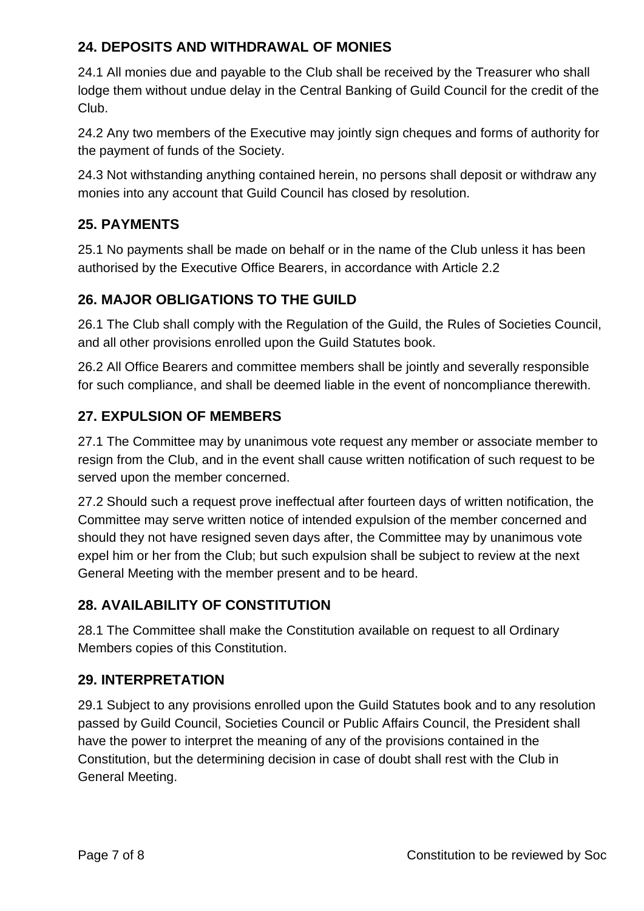## 24. DEPOSITS AND WITHDRAWAL OF MONIES

24.1 All monies due and payable to the Club shall be received by the Treasurer who shall lodge them without undue delay in the Central Banking of Guild Council for the credit of the Club.

24.2 Any two members of the Executive may jointly sign cheques and forms of authority for the payment of funds of the Society.

24.3 Not withstanding anything contained herein, no persons shall deposit or withdraw any monies into any account that Guild Council has closed by resolution.

## 25. PAYMENTS

25.1 No payments shall be made on behalf or in the name of the Club unless it has been authorised by the Executive Office Bearers, in accordance with Article 2.2

## 26. MAJOR OBLIGATIONS TO THE GUILD

26.1 The Club shall comply with the Regulation of the Guild, the Rules of Societies Council, and all other provisions enrolled upon the Guild Statutes book.

26.2 All Office Bearers and committee members shall be jointly and severally responsible for such compliance, and shall be deemed liable in the event of noncompliance therewith.

## 27. EXPULSION OF MEMBERS

27.1 The Committee may by unanimous vote request any member or associate member to resign from the Club, and in the event shall cause written notification of such request to be served upon the member concerned.

27.2 Should such a request prove ineffectual after fourteen days of written notification, the Committee may serve written notice of intended expulsion of the member concerned and should they not have resigned seven days after, the Committee may by unanimous vote expel him or her from the Club; but such expulsion shall be subject to review at the next General Meeting with the member present and to be heard.

## 28. AVAILABILITY OF CONSTITUTION

28.1 The Committee shall make the Constitution available on request to all Ordinary Members copies of this Constitution.

## 29. INTERPRETATION

29.1 Subject to any provisions enrolled upon the Guild Statutes book and to any resolution passed by Guild Council, Societies Council or Public Affairs Council, the President shall have the power to interpret the meaning of any of the provisions contained in the Constitution, but the determining decision in case of doubt shall rest with the Club in General Meeting.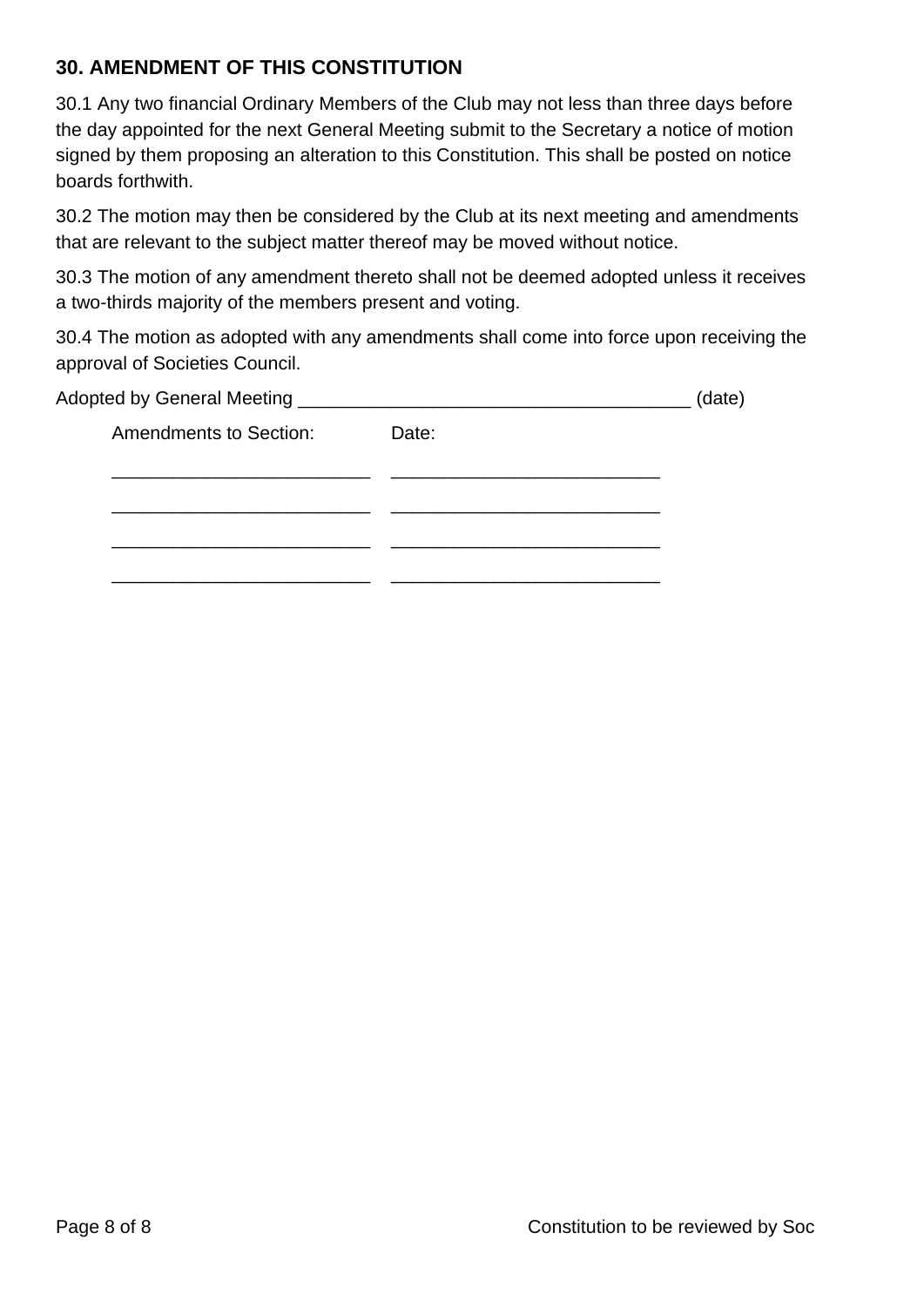### 30. AMENDMENT OF THIS CONSTITUTION

30.1 Any two financial Ordinary Members of the Club may not less than three days before the day appointed for the next General Meeting submit to the Secretary a notice of motion signed by them proposing an alteration to this Constitution. This shall be posted on notice boards forthwith.

30.2 The motion may then be considered by the Club at its next meeting and amendments that are relevant to the subject matter thereof may be moved without notice.

30.3 The motion of any amendment thereto shall not be deemed adopted unless it receives a two-thirds majority of the members present and voting.

30.4 The motion as adopted with any amendments shall come into force upon receiving the approval of Societies Council.

Adopted by General Meeting _____________________________________ (date)

| Amendments to Section: | Date: |
|---|---|
| _________________________ | __________________________ |
| _________________________ | __________________________ |
| _________________________ | __________________________ |
| _________________________ | __________________________ |

Constitution to be reviewed by Soc